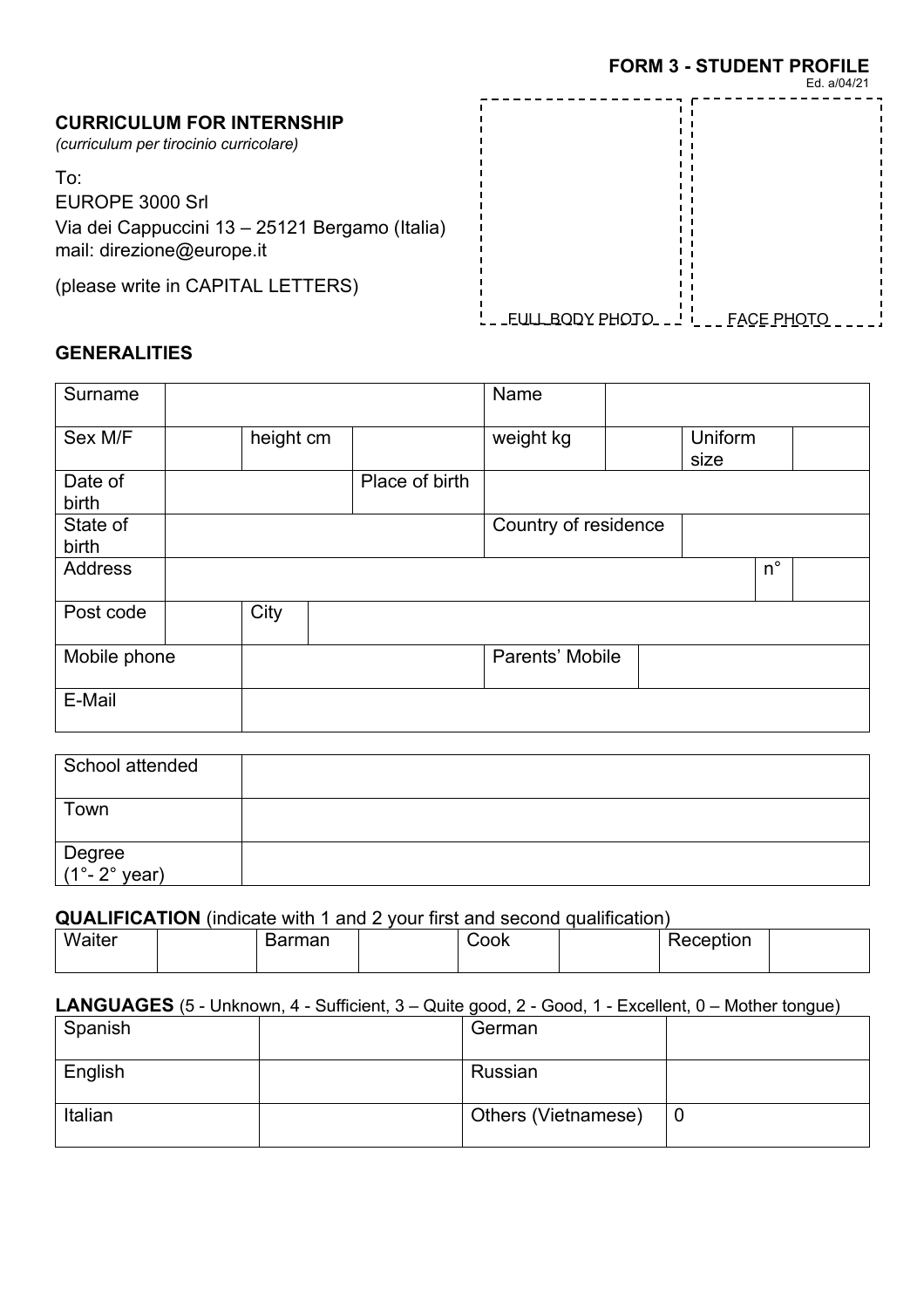**FORM 3 - STUDENT PROFILE**
Ed. a/04/21

## CURRICULUM FOR INTERNSHIP

*(curriculum per tirocinio curricolare)*

To:
EUROPE 3000 Srl
Via dei Cappuccini 13 – 25121 Bergamo (Italia)
mail: direzione@europe.it

(please write in CAPITAL LETTERS)

FULL BODY PHOTO | FACE PHOTO

## GENERALITIES

| Surname | | | | Name | | | |
|---|---|---|---|---|---|---|---|
| Sex M/F | | height cm | | weight kg | | Uniform size | |
| Date of birth | | | Place of birth | | | | |
| State of birth | | | | Country of residence | | | |
| Address | | | | | | n° | |
| Post code | | City | | | | | |
| Mobile phone | | | | Parents' Mobile | | | |
| E-Mail | | | | | | | |

| School attended | |
|---|---|
| Town | |
| Degree (1°- 2° year) | |

**QUALIFICATION** (indicate with 1 and 2 your first and second qualification)

| Waiter | | Barman | | Cook | | Reception | |
|---|---|---|---|---|---|---|---|

**LANGUAGES** (5 - Unknown, 4 - Sufficient, 3 – Quite good, 2 - Good, 1 - Excellent, 0 – Mother tongue)

| Spanish | | German | |
|---|---|---|---|
| English | | Russian | |
| Italian | | Others (Vietnamese) | 0 |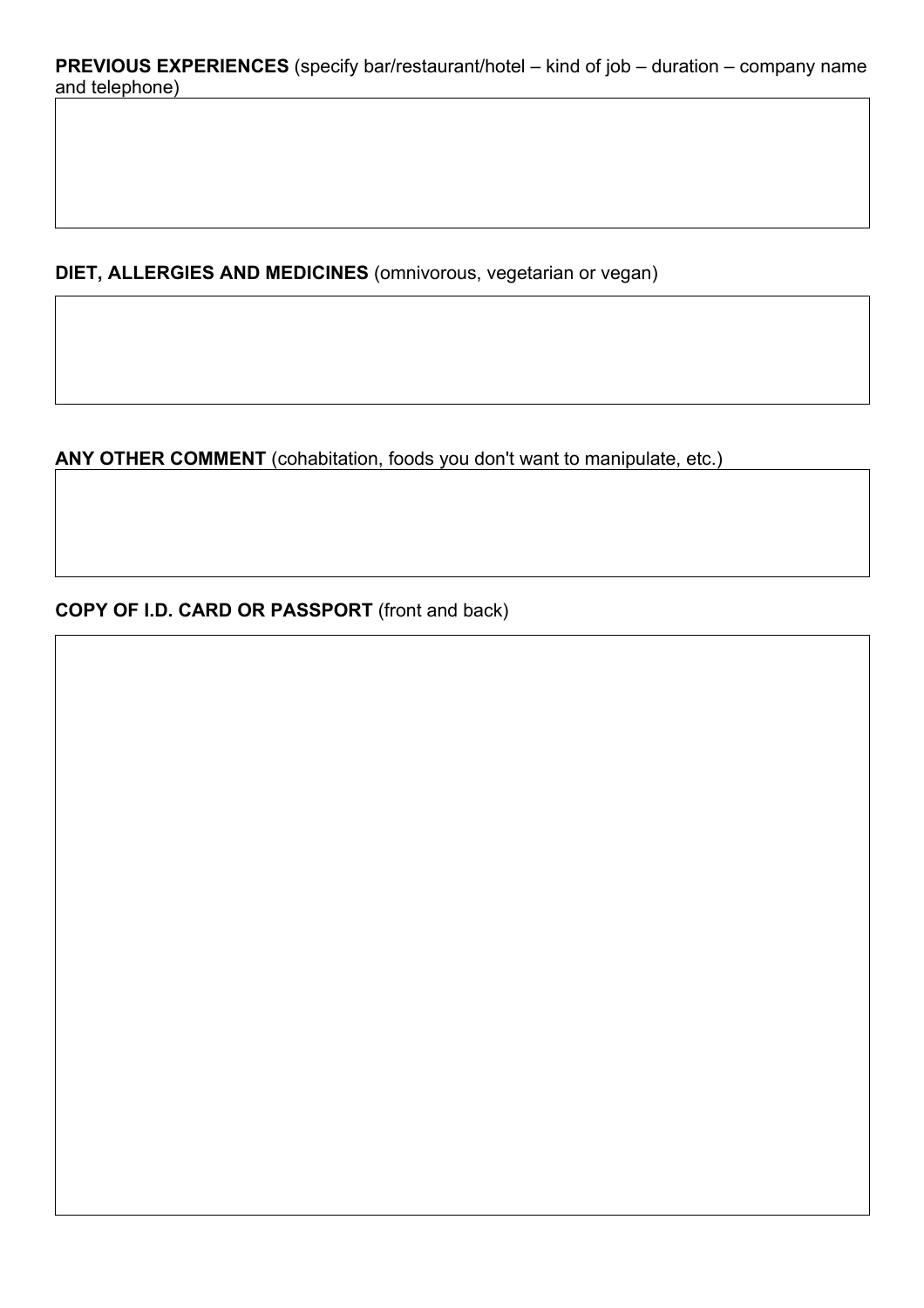**PREVIOUS EXPERIENCES** (specify bar/restaurant/hotel – kind of job – duration – company name and telephone)

**DIET, ALLERGIES AND MEDICINES** (omnivorous, vegetarian or vegan)

**ANY OTHER COMMENT** (cohabitation, foods you don't want to manipulate, etc.)

**COPY OF I.D. CARD OR PASSPORT** (front and back)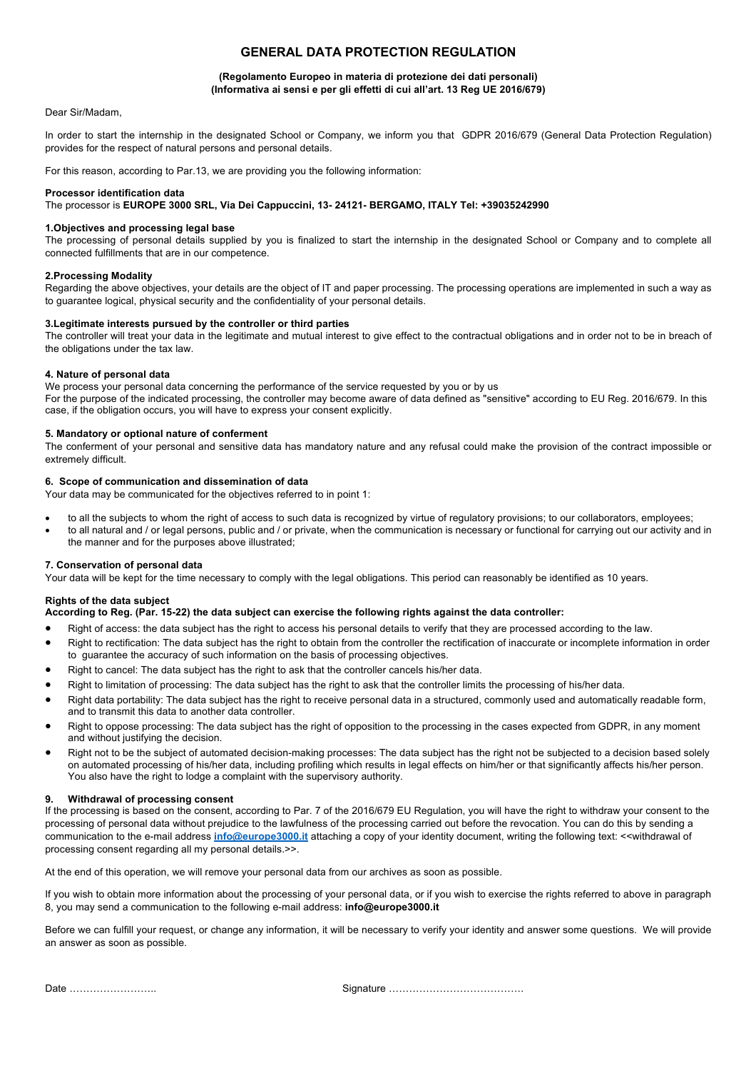# GENERAL DATA PROTECTION REGULATION

**(Regolamento Europeo in materia di protezione dei dati personali)**
**(Informativa ai sensi e per gli effetti di cui all'art. 13 Reg UE 2016/679)**

Dear Sir/Madam,

In order to start the internship in the designated School or Company, we inform you that GDPR 2016/679 (General Data Protection Regulation) provides for the respect of natural persons and personal details.

For this reason, according to Par.13, we are providing you the following information:

**Processor identification data**
The processor is **EUROPE 3000 SRL, Via Dei Cappuccini, 13- 24121- BERGAMO, ITALY Tel: +39035242990**

**1.Objectives and processing legal base**
The processing of personal details supplied by you is finalized to start the internship in the designated School or Company and to complete all connected fulfillments that are in our competence.

**2.Processing Modality**
Regarding the above objectives, your details are the object of IT and paper processing. The processing operations are implemented in such a way as to guarantee logical, physical security and the confidentiality of your personal details.

**3.Legitimate interests pursued by the controller or third parties**
The controller will treat your data in the legitimate and mutual interest to give effect to the contractual obligations and in order not to be in breach of the obligations under the tax law.

**4. Nature of personal data**
We process your personal data concerning the performance of the service requested by you or by us
For the purpose of the indicated processing, the controller may become aware of data defined as "sensitive" according to EU Reg. 2016/679. In this case, if the obligation occurs, you will have to express your consent explicitly.

**5. Mandatory or optional nature of conferment**
The conferment of your personal and sensitive data has mandatory nature and any refusal could make the provision of the contract impossible or extremely difficult.

**6. Scope of communication and dissemination of data**
Your data may be communicated for the objectives referred to in point 1:

- to all the subjects to whom the right of access to such data is recognized by virtue of regulatory provisions; to our collaborators, employees;
- to all natural and / or legal persons, public and / or private, when the communication is necessary or functional for carrying out our activity and in the manner and for the purposes above illustrated;

**7. Conservation of personal data**
Your data will be kept for the time necessary to comply with the legal obligations. This period can reasonably be identified as 10 years.

**Rights of the data subject**
**According to Reg. (Par. 15-22) the data subject can exercise the following rights against the data controller:**

- Right of access: the data subject has the right to access his personal details to verify that they are processed according to the law.
- Right to rectification: The data subject has the right to obtain from the controller the rectification of inaccurate or incomplete information in order to guarantee the accuracy of such information on the basis of processing objectives.
- Right to cancel: The data subject has the right to ask that the controller cancels his/her data.
- Right to limitation of processing: The data subject has the right to ask that the controller limits the processing of his/her data.
- Right data portability: The data subject has the right to receive personal data in a structured, commonly used and automatically readable form, and to transmit this data to another data controller.
- Right to oppose processing: The data subject has the right of opposition to the processing in the cases expected from GDPR, in any moment and without justifying the decision.
- Right not to be the subject of automated decision-making processes: The data subject has the right not be subjected to a decision based solely on automated processing of his/her data, including profiling which results in legal effects on him/her or that significantly affects his/her person. You also have the right to lodge a complaint with the supervisory authority.

**9. Withdrawal of processing consent**
If the processing is based on the consent, according to Par. 7 of the 2016/679 EU Regulation, you will have the right to withdraw your consent to the processing of personal data without prejudice to the lawfulness of the processing carried out before the revocation. You can do this by sending a communication to the e-mail address **info@europe3000.it** attaching a copy of your identity document, writing the following text: <<withdrawal of processing consent regarding all my personal details.>>.

At the end of this operation, we will remove your personal data from our archives as soon as possible.

If you wish to obtain more information about the processing of your personal data, or if you wish to exercise the rights referred to above in paragraph 8, you may send a communication to the following e-mail address: **info@europe3000.it**

Before we can fulfill your request, or change any information, it will be necessary to verify your identity and answer some questions. We will provide an answer as soon as possible.

Date …………………….. Signature ………………………………….